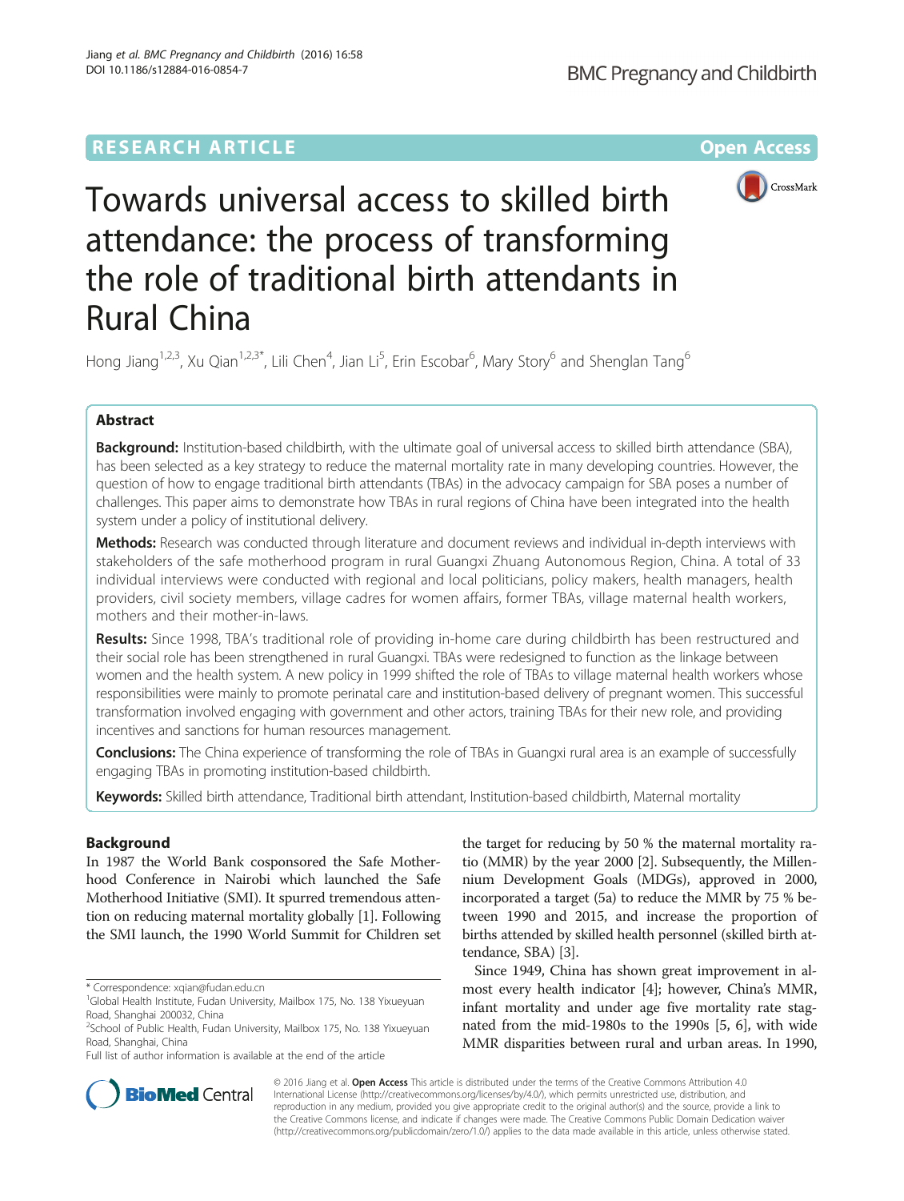RESEARCH ARTICLE

Open Access

# Towards universal access to skilled birth attendance: the process of transforming the role of traditional birth attendants in Rural China

Hong Jiang[1,2,3], Xu Qian[1,2,3*], Lili Chen[4], Jian Li[5], Erin Escobar[6], Mary Story[6] and Shenglan Tang[6]

## Abstract

**Background:** Institution-based childbirth, with the ultimate goal of universal access to skilled birth attendance (SBA), has been selected as a key strategy to reduce the maternal mortality rate in many developing countries. However, the question of how to engage traditional birth attendants (TBAs) in the advocacy campaign for SBA poses a number of challenges. This paper aims to demonstrate how TBAs in rural regions of China have been integrated into the health system under a policy of institutional delivery.

**Methods:** Research was conducted through literature and document reviews and individual in-depth interviews with stakeholders of the safe motherhood program in rural Guangxi Zhuang Autonomous Region, China. A total of 33 individual interviews were conducted with regional and local politicians, policy makers, health managers, health providers, civil society members, village cadres for women affairs, former TBAs, village maternal health workers, mothers and their mother-in-laws.

**Results:** Since 1998, TBA's traditional role of providing in-home care during childbirth has been restructured and their social role has been strengthened in rural Guangxi. TBAs were redesigned to function as the linkage between women and the health system. A new policy in 1999 shifted the role of TBAs to village maternal health workers whose responsibilities were mainly to promote perinatal care and institution-based delivery of pregnant women. This successful transformation involved engaging with government and other actors, training TBAs for their new role, and providing incentives and sanctions for human resources management.

**Conclusions:** The China experience of transforming the role of TBAs in Guangxi rural area is an example of successfully engaging TBAs in promoting institution-based childbirth.

**Keywords:** Skilled birth attendance, Traditional birth attendant, Institution-based childbirth, Maternal mortality

## Background

In 1987 the World Bank cosponsored the Safe Motherhood Conference in Nairobi which launched the Safe Motherhood Initiative (SMI). It spurred tremendous attention on reducing maternal mortality globally [1]. Following the SMI launch, the 1990 World Summit for Children set the target for reducing by 50 % the maternal mortality ratio (MMR) by the year 2000 [2]. Subsequently, the Millennium Development Goals (MDGs), approved in 2000, incorporated a target (5a) to reduce the MMR by 75 % between 1990 and 2015, and increase the proportion of births attended by skilled health personnel (skilled birth attendance, SBA) [3].

Since 1949, China has shown great improvement in almost every health indicator [4]; however, China's MMR, infant mortality and under age five mortality rate stagnated from the mid-1980s to the 1990s [5, 6], with wide MMR disparities between rural and urban areas. In 1990,

\* Correspondence: xqian@fudan.edu.cn
[1]Global Health Institute, Fudan University, Mailbox 175, No. 138 Yixueyuan Road, Shanghai 200032, China
[2]School of Public Health, Fudan University, Mailbox 175, No. 138 Yixueyuan Road, Shanghai, China
Full list of author information is available at the end of the article

© 2016 Jiang et al. **Open Access** This article is distributed under the terms of the Creative Commons Attribution 4.0 International License (http://creativecommons.org/licenses/by/4.0/), which permits unrestricted use, distribution, and reproduction in any medium, provided you give appropriate credit to the original author(s) and the source, provide a link to the Creative Commons license, and indicate if changes were made. The Creative Commons Public Domain Dedication waiver (http://creativecommons.org/publicdomain/zero/1.0/) applies to the data made available in this article, unless otherwise stated.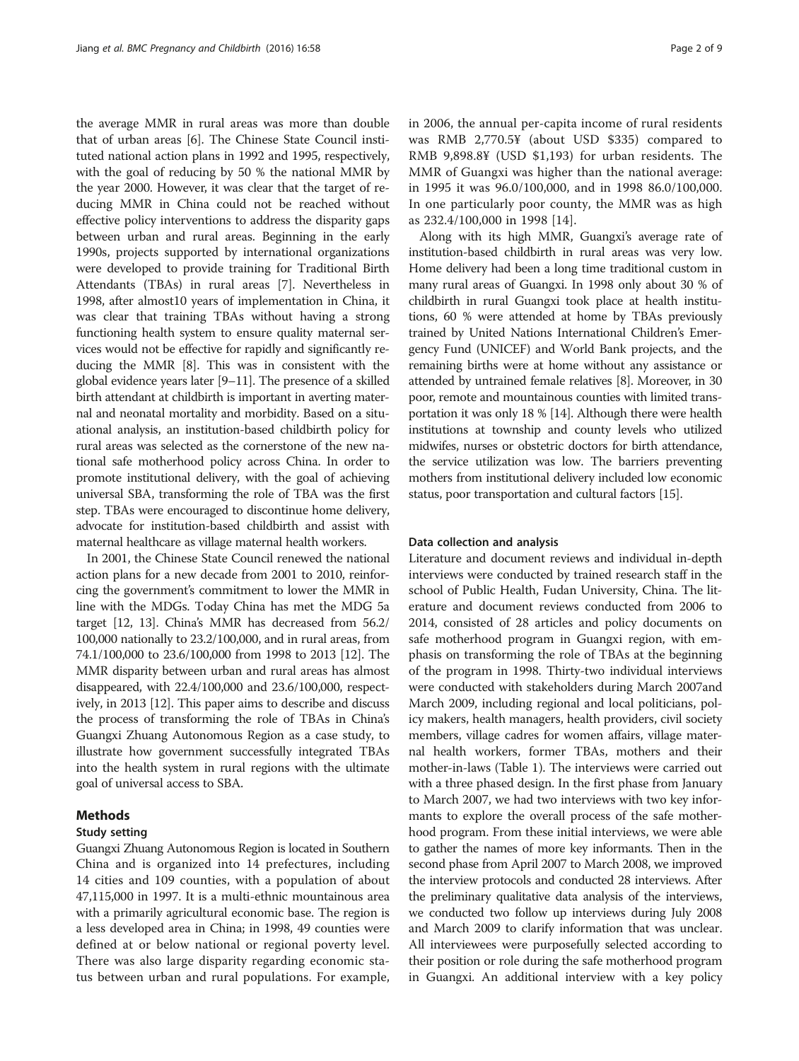the average MMR in rural areas was more than double that of urban areas [6]. The Chinese State Council instituted national action plans in 1992 and 1995, respectively, with the goal of reducing by 50 % the national MMR by the year 2000. However, it was clear that the target of reducing MMR in China could not be reached without effective policy interventions to address the disparity gaps between urban and rural areas. Beginning in the early 1990s, projects supported by international organizations were developed to provide training for Traditional Birth Attendants (TBAs) in rural areas [7]. Nevertheless in 1998, after almost10 years of implementation in China, it was clear that training TBAs without having a strong functioning health system to ensure quality maternal services would not be effective for rapidly and significantly reducing the MMR [8]. This was in consistent with the global evidence years later [9–11]. The presence of a skilled birth attendant at childbirth is important in averting maternal and neonatal mortality and morbidity. Based on a situational analysis, an institution-based childbirth policy for rural areas was selected as the cornerstone of the new national safe motherhood policy across China. In order to promote institutional delivery, with the goal of achieving universal SBA, transforming the role of TBA was the first step. TBAs were encouraged to discontinue home delivery, advocate for institution-based childbirth and assist with maternal healthcare as village maternal health workers.

In 2001, the Chinese State Council renewed the national action plans for a new decade from 2001 to 2010, reinforcing the government's commitment to lower the MMR in line with the MDGs. Today China has met the MDG 5a target [12, 13]. China's MMR has decreased from 56.2/100,000 nationally to 23.2/100,000, and in rural areas, from 74.1/100,000 to 23.6/100,000 from 1998 to 2013 [12]. The MMR disparity between urban and rural areas has almost disappeared, with 22.4/100,000 and 23.6/100,000, respectively, in 2013 [12]. This paper aims to describe and discuss the process of transforming the role of TBAs in China's Guangxi Zhuang Autonomous Region as a case study, to illustrate how government successfully integrated TBAs into the health system in rural regions with the ultimate goal of universal access to SBA.

## Methods

### Study setting

Guangxi Zhuang Autonomous Region is located in Southern China and is organized into 14 prefectures, including 14 cities and 109 counties, with a population of about 47,115,000 in 1997. It is a multi-ethnic mountainous area with a primarily agricultural economic base. The region is a less developed area in China; in 1998, 49 counties were defined at or below national or regional poverty level. There was also large disparity regarding economic status between urban and rural populations. For example, in 2006, the annual per-capita income of rural residents was RMB 2,770.5¥ (about USD $335) compared to RMB 9,898.8¥ (USD $1,193) for urban residents. The MMR of Guangxi was higher than the national average: in 1995 it was 96.0/100,000, and in 1998 86.0/100,000. In one particularly poor county, the MMR was as high as 232.4/100,000 in 1998 [14].

Along with its high MMR, Guangxi's average rate of institution-based childbirth in rural areas was very low. Home delivery had been a long time traditional custom in many rural areas of Guangxi. In 1998 only about 30 % of childbirth in rural Guangxi took place at health institutions, 60 % were attended at home by TBAs previously trained by United Nations International Children's Emergency Fund (UNICEF) and World Bank projects, and the remaining births were at home without any assistance or attended by untrained female relatives [8]. Moreover, in 30 poor, remote and mountainous counties with limited transportation it was only 18 % [14]. Although there were health institutions at township and county levels who utilized midwifes, nurses or obstetric doctors for birth attendance, the service utilization was low. The barriers preventing mothers from institutional delivery included low economic status, poor transportation and cultural factors [15].

### Data collection and analysis

Literature and document reviews and individual in-depth interviews were conducted by trained research staff in the school of Public Health, Fudan University, China. The literature and document reviews conducted from 2006 to 2014, consisted of 28 articles and policy documents on safe motherhood program in Guangxi region, with emphasis on transforming the role of TBAs at the beginning of the program in 1998. Thirty-two individual interviews were conducted with stakeholders during March 2007and March 2009, including regional and local politicians, policy makers, health managers, health providers, civil society members, village cadres for women affairs, village maternal health workers, former TBAs, mothers and their mother-in-laws (Table 1). The interviews were carried out with a three phased design. In the first phase from January to March 2007, we had two interviews with two key informants to explore the overall process of the safe motherhood program. From these initial interviews, we were able to gather the names of more key informants. Then in the second phase from April 2007 to March 2008, we improved the interview protocols and conducted 28 interviews. After the preliminary qualitative data analysis of the interviews, we conducted two follow up interviews during July 2008 and March 2009 to clarify information that was unclear. All interviewees were purposefully selected according to their position or role during the safe motherhood program in Guangxi. An additional interview with a key policy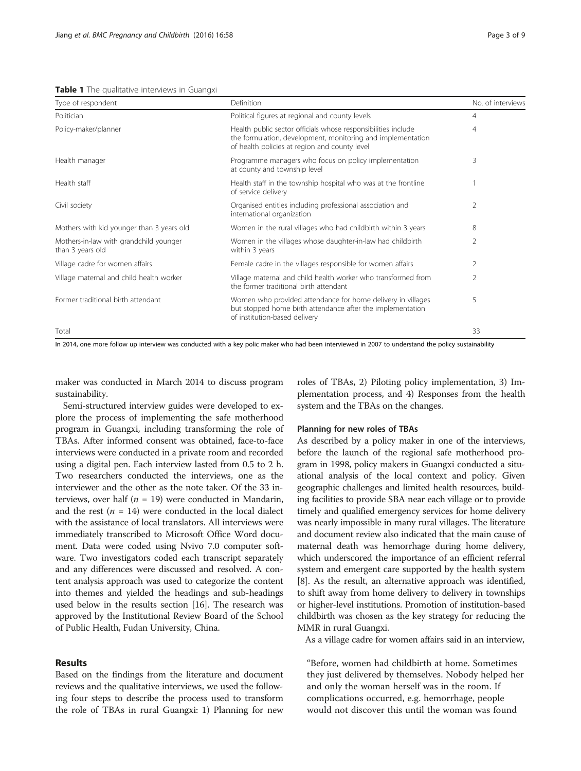**Table 1** The qualitative interviews in Guangxi

| Type of respondent | Definition | No. of interviews |
|---|---|---|
| Politician | Political figures at regional and county levels | 4 |
| Policy-maker/planner | Health public sector officials whose responsibilities include the formulation, development, monitoring and implementation of health policies at region and county level | 4 |
| Health manager | Programme managers who focus on policy implementation at county and township level | 3 |
| Health staff | Health staff in the township hospital who was at the frontline of service delivery | 1 |
| Civil society | Organised entities including professional association and international organization | 2 |
| Mothers with kid younger than 3 years old | Women in the rural villages who had childbirth within 3 years | 8 |
| Mothers-in-law with grandchild younger than 3 years old | Women in the villages whose daughter-in-law had childbirth within 3 years | 2 |
| Village cadre for women affairs | Female cadre in the villages responsible for women affairs | 2 |
| Village maternal and child health worker | Village maternal and child health worker who transformed from the former traditional birth attendant | 2 |
| Former traditional birth attendant | Women who provided attendance for home delivery in villages but stopped home birth attendance after the implementation of institution-based delivery | 5 |
| Total | | 33 |

In 2014, one more follow up interview was conducted with a key polic maker who had been interviewed in 2007 to understand the policy sustainability

maker was conducted in March 2014 to discuss program sustainability.

Semi-structured interview guides were developed to explore the process of implementing the safe motherhood program in Guangxi, including transforming the role of TBAs. After informed consent was obtained, face-to-face interviews were conducted in a private room and recorded using a digital pen. Each interview lasted from 0.5 to 2 h. Two researchers conducted the interviews, one as the interviewer and the other as the note taker. Of the 33 interviews, over half ($n$ = 19) were conducted in Mandarin, and the rest ($n$ = 14) were conducted in the local dialect with the assistance of local translators. All interviews were immediately transcribed to Microsoft Office Word document. Data were coded using Nvivo 7.0 computer software. Two investigators coded each transcript separately and any differences were discussed and resolved. A content analysis approach was used to categorize the content into themes and yielded the headings and sub-headings used below in the results section [16]. The research was approved by the Institutional Review Board of the School of Public Health, Fudan University, China.

## Results

Based on the findings from the literature and document reviews and the qualitative interviews, we used the following four steps to describe the process used to transform the role of TBAs in rural Guangxi: 1) Planning for new roles of TBAs, 2) Piloting policy implementation, 3) Implementation process, and 4) Responses from the health system and the TBAs on the changes.

### Planning for new roles of TBAs

As described by a policy maker in one of the interviews, before the launch of the regional safe motherhood program in 1998, policy makers in Guangxi conducted a situational analysis of the local context and policy. Given geographic challenges and limited health resources, building facilities to provide SBA near each village or to provide timely and qualified emergency services for home delivery was nearly impossible in many rural villages. The literature and document review also indicated that the main cause of maternal death was hemorrhage during home delivery, which underscored the importance of an efficient referral system and emergent care supported by the health system [8]. As the result, an alternative approach was identified, to shift away from home delivery to delivery in townships or higher-level institutions. Promotion of institution-based childbirth was chosen as the key strategy for reducing the MMR in rural Guangxi.

As a village cadre for women affairs said in an interview,

"Before, women had childbirth at home. Sometimes they just delivered by themselves. Nobody helped her and only the woman herself was in the room. If complications occurred, e.g. hemorrhage, people would not discover this until the woman was found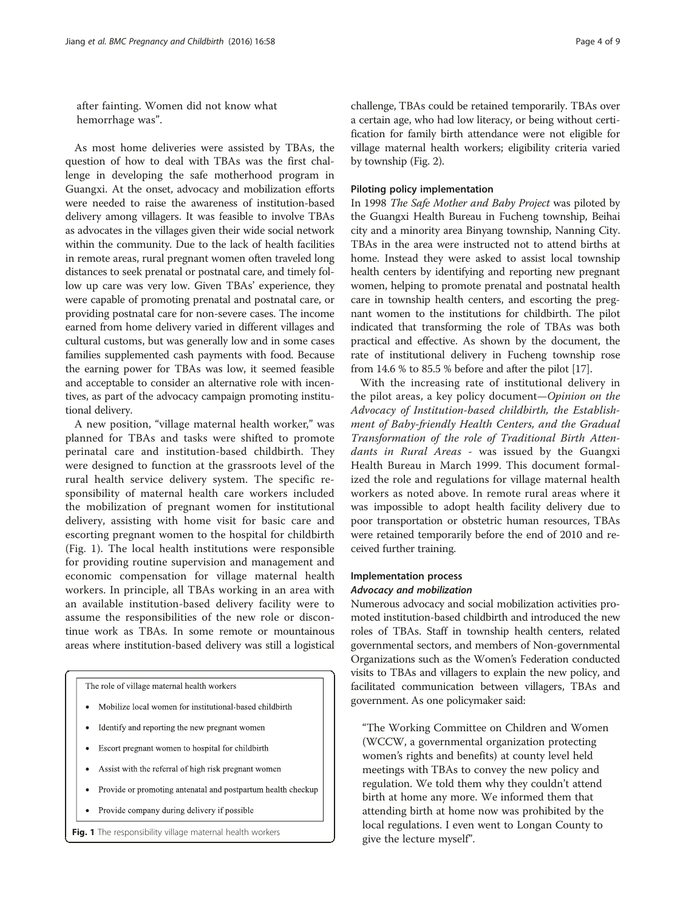after fainting. Women did not know what hemorrhage was".

As most home deliveries were assisted by TBAs, the question of how to deal with TBAs was the first challenge in developing the safe motherhood program in Guangxi. At the onset, advocacy and mobilization efforts were needed to raise the awareness of institution-based delivery among villagers. It was feasible to involve TBAs as advocates in the villages given their wide social network within the community. Due to the lack of health facilities in remote areas, rural pregnant women often traveled long distances to seek prenatal or postnatal care, and timely follow up care was very low. Given TBAs' experience, they were capable of promoting prenatal and postnatal care, or providing postnatal care for non-severe cases. The income earned from home delivery varied in different villages and cultural customs, but was generally low and in some cases families supplemented cash payments with food. Because the earning power for TBAs was low, it seemed feasible and acceptable to consider an alternative role with incentives, as part of the advocacy campaign promoting institutional delivery.

A new position, "village maternal health worker," was planned for TBAs and tasks were shifted to promote perinatal care and institution-based childbirth. They were designed to function at the grassroots level of the rural health service delivery system. The specific responsibility of maternal health care workers included the mobilization of pregnant women for institutional delivery, assisting with home visit for basic care and escorting pregnant women to the hospital for childbirth (Fig. 1). The local health institutions were responsible for providing routine supervision and management and economic compensation for village maternal health workers. In principle, all TBAs working in an area with an available institution-based delivery facility were to assume the responsibilities of the new role or discontinue work as TBAs. In some remote or mountainous areas where institution-based delivery was still a logistical challenge, TBAs could be retained temporarily. TBAs over a certain age, who had low literacy, or being without certification for family birth attendance were not eligible for village maternal health workers; eligibility criteria varied by township (Fig. 2).

The role of village maternal health workers

- Mobilize local women for institutional-based childbirth
- Identify and reporting the new pregnant women
- Escort pregnant women to hospital for childbirth
- Assist with the referral of high risk pregnant women
- Provide or promoting antenatal and postpartum health checkup
- Provide company during delivery if possible

**Fig. 1** The responsibility village maternal health workers

#### Piloting policy implementation

In 1998 *The Safe Mother and Baby Project* was piloted by the Guangxi Health Bureau in Fucheng township, Beihai city and a minority area Binyang township, Nanning City. TBAs in the area were instructed not to attend births at home. Instead they were asked to assist local township health centers by identifying and reporting new pregnant women, helping to promote prenatal and postnatal health care in township health centers, and escorting the pregnant women to the institutions for childbirth. The pilot indicated that transforming the role of TBAs was both practical and effective. As shown by the document, the rate of institutional delivery in Fucheng township rose from 14.6 % to 85.5 % before and after the pilot [17].

With the increasing rate of institutional delivery in the pilot areas, a key policy document—*Opinion on the Advocacy of Institution-based childbirth, the Establishment of Baby-friendly Health Centers, and the Gradual Transformation of the role of Traditional Birth Attendants in Rural Areas* - was issued by the Guangxi Health Bureau in March 1999. This document formalized the role and regulations for village maternal health workers as noted above. In remote rural areas where it was impossible to adopt health facility delivery due to poor transportation or obstetric human resources, TBAs were retained temporarily before the end of 2010 and received further training.

#### Implementation process

##### *Advocacy and mobilization*

Numerous advocacy and social mobilization activities promoted institution-based childbirth and introduced the new roles of TBAs. Staff in township health centers, related governmental sectors, and members of Non-governmental Organizations such as the Women's Federation conducted visits to TBAs and villagers to explain the new policy, and facilitated communication between villagers, TBAs and government. As one policymaker said:

> "The Working Committee on Children and Women (WCCW, a governmental organization protecting women's rights and benefits) at county level held meetings with TBAs to convey the new policy and regulation. We told them why they couldn't attend birth at home any more. We informed them that attending birth at home now was prohibited by the local regulations. I even went to Longan County to give the lecture myself".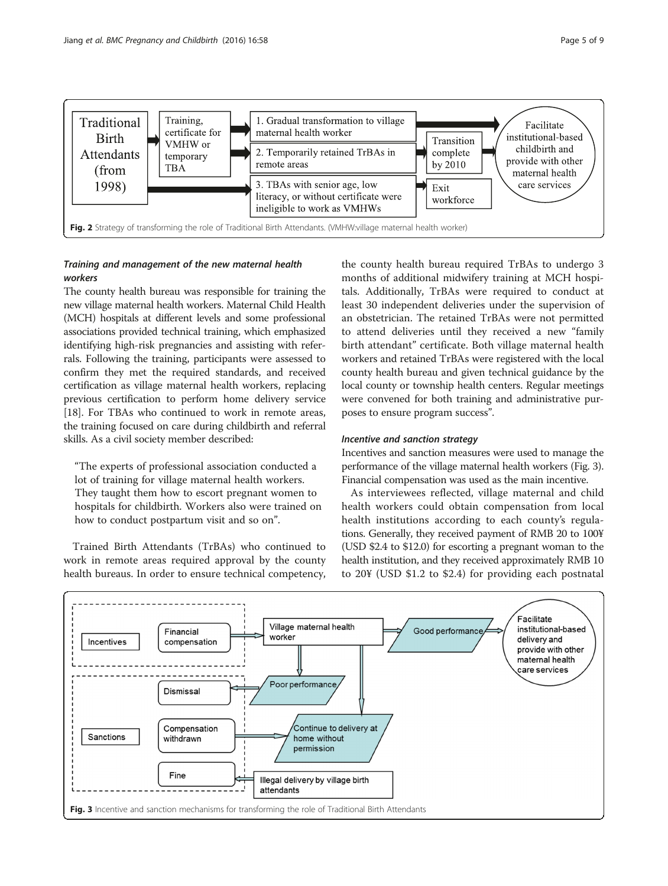Fig. 2 Strategy of transforming the role of Traditional Birth Attendants. (VMHW:village maternal health worker)

### *Training and management of the new maternal health workers*

The county health bureau was responsible for training the new village maternal health workers. Maternal Child Health (MCH) hospitals at different levels and some professional associations provided technical training, which emphasized identifying high-risk pregnancies and assisting with referrals. Following the training, participants were assessed to confirm they met the required standards, and received certification as village maternal health workers, replacing previous certification to perform home delivery service [18]. For TBAs who continued to work in remote areas, the training focused on care during childbirth and referral skills. As a civil society member described:

> "The experts of professional association conducted a lot of training for village maternal health workers. They taught them how to escort pregnant women to hospitals for childbirth. Workers also were trained on how to conduct postpartum visit and so on".

Trained Birth Attendants (TrBAs) who continued to work in remote areas required approval by the county health bureaus. In order to ensure technical competency, the county health bureau required TrBAs to undergo 3 months of additional midwifery training at MCH hospitals. Additionally, TrBAs were required to conduct at least 30 independent deliveries under the supervision of an obstetrician. The retained TrBAs were not permitted to attend deliveries until they received a new "family birth attendant" certificate. Both village maternal health workers and retained TrBAs were registered with the local county health bureau and given technical guidance by the local county or township health centers. Regular meetings were convened for both training and administrative purposes to ensure program success".

### *Incentive and sanction strategy*

Incentives and sanction measures were used to manage the performance of the village maternal health workers (Fig. 3). Financial compensation was used as the main incentive.

As interviewees reflected, village maternal and child health workers could obtain compensation from local health institutions according to each county's regulations. Generally, they received payment of RMB 20 to 100¥ (USD $2.4 to $12.0) for escorting a pregnant woman to the health institution, and they received approximately RMB 10 to 20¥ (USD $1.2 to $2.4) for providing each postnatal

Fig. 3 Incentive and sanction mechanisms for transforming the role of Traditional Birth Attendants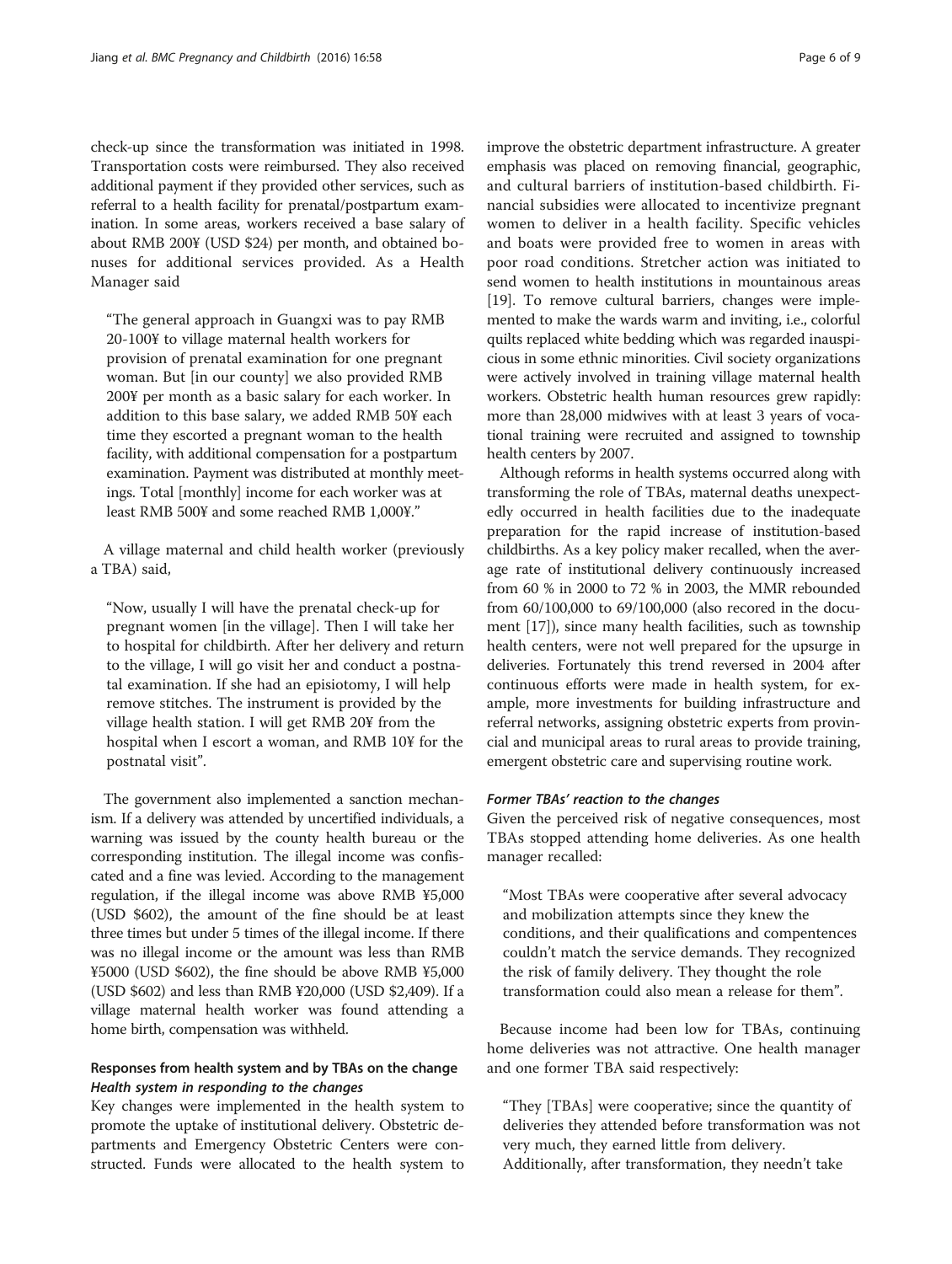check-up since the transformation was initiated in 1998. Transportation costs were reimbursed. They also received additional payment if they provided other services, such as referral to a health facility for prenatal/postpartum examination. In some areas, workers received a base salary of about RMB 200¥ (USD $24) per month, and obtained bonuses for additional services provided. As a Health Manager said

> "The general approach in Guangxi was to pay RMB 20-100¥ to village maternal health workers for provision of prenatal examination for one pregnant woman. But [in our county] we also provided RMB 200¥ per month as a basic salary for each worker. In addition to this base salary, we added RMB 50¥ each time they escorted a pregnant woman to the health facility, with additional compensation for a postpartum examination. Payment was distributed at monthly meetings. Total [monthly] income for each worker was at least RMB 500¥ and some reached RMB 1,000¥."

A village maternal and child health worker (previously a TBA) said,

> "Now, usually I will have the prenatal check-up for pregnant women [in the village]. Then I will take her to hospital for childbirth. After her delivery and return to the village, I will go visit her and conduct a postnatal examination. If she had an episiotomy, I will help remove stitches. The instrument is provided by the village health station. I will get RMB 20¥ from the hospital when I escort a woman, and RMB 10¥ for the postnatal visit".

The government also implemented a sanction mechanism. If a delivery was attended by uncertified individuals, a warning was issued by the county health bureau or the corresponding institution. The illegal income was confiscated and a fine was levied. According to the management regulation, if the illegal income was above RMB ¥5,000 (USD $602), the amount of the fine should be at least three times but under 5 times of the illegal income. If there was no illegal income or the amount was less than RMB ¥5000 (USD $602), the fine should be above RMB ¥5,000 (USD $602) and less than RMB ¥20,000 (USD $2,409). If a village maternal health worker was found attending a home birth, compensation was withheld.

## Responses from health system and by TBAs on the change

### *Health system in responding to the changes*

Key changes were implemented in the health system to promote the uptake of institutional delivery. Obstetric departments and Emergency Obstetric Centers were constructed. Funds were allocated to the health system to improve the obstetric department infrastructure. A greater emphasis was placed on removing financial, geographic, and cultural barriers of institution-based childbirth. Financial subsidies were allocated to incentivize pregnant women to deliver in a health facility. Specific vehicles and boats were provided free to women in areas with poor road conditions. Stretcher action was initiated to send women to health institutions in mountainous areas [19]. To remove cultural barriers, changes were implemented to make the wards warm and inviting, i.e., colorful quilts replaced white bedding which was regarded inauspicious in some ethnic minorities. Civil society organizations were actively involved in training village maternal health workers. Obstetric health human resources grew rapidly: more than 28,000 midwives with at least 3 years of vocational training were recruited and assigned to township health centers by 2007.

Although reforms in health systems occurred along with transforming the role of TBAs, maternal deaths unexpectedly occurred in health facilities due to the inadequate preparation for the rapid increase of institution-based childbirths. As a key policy maker recalled, when the average rate of institutional delivery continuously increased from 60 % in 2000 to 72 % in 2003, the MMR rebounded from 60/100,000 to 69/100,000 (also recored in the document [17]), since many health facilities, such as township health centers, were not well prepared for the upsurge in deliveries. Fortunately this trend reversed in 2004 after continuous efforts were made in health system, for example, more investments for building infrastructure and referral networks, assigning obstetric experts from provincial and municipal areas to rural areas to provide training, emergent obstetric care and supervising routine work.

### *Former TBAs' reaction to the changes*

Given the perceived risk of negative consequences, most TBAs stopped attending home deliveries. As one health manager recalled:

> "Most TBAs were cooperative after several advocacy and mobilization attempts since they knew the conditions, and their qualifications and compentences couldn't match the service demands. They recognized the risk of family delivery. They thought the role transformation could also mean a release for them".

Because income had been low for TBAs, continuing home deliveries was not attractive. One health manager and one former TBA said respectively:

> "They [TBAs] were cooperative; since the quantity of deliveries they attended before transformation was not very much, they earned little from delivery. Additionally, after transformation, they needn't take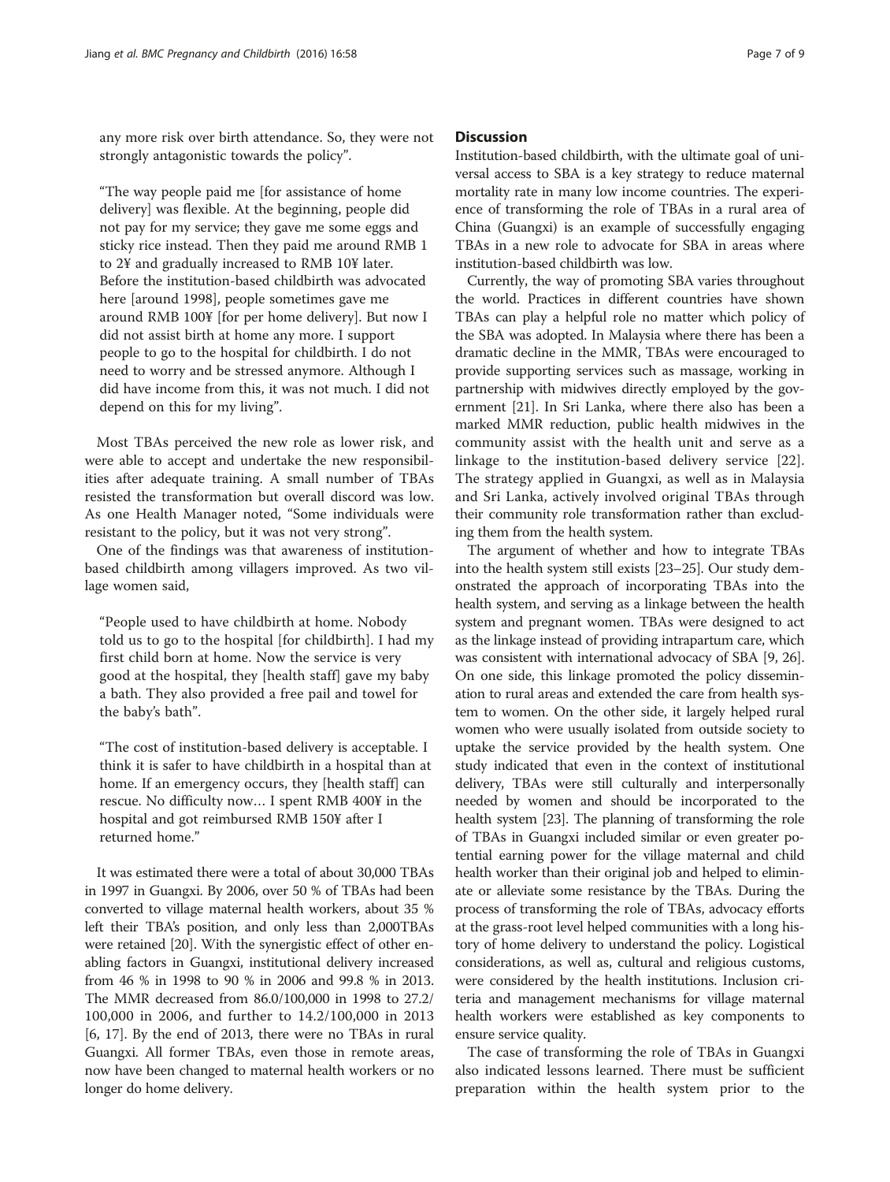any more risk over birth attendance. So, they were not strongly antagonistic towards the policy".

"The way people paid me [for assistance of home delivery] was flexible. At the beginning, people did not pay for my service; they gave me some eggs and sticky rice instead. Then they paid me around RMB 1 to 2¥ and gradually increased to RMB 10¥ later. Before the institution-based childbirth was advocated here [around 1998], people sometimes gave me around RMB 100¥ [for per home delivery]. But now I did not assist birth at home any more. I support people to go to the hospital for childbirth. I do not need to worry and be stressed anymore. Although I did have income from this, it was not much. I did not depend on this for my living".

Most TBAs perceived the new role as lower risk, and were able to accept and undertake the new responsibilities after adequate training. A small number of TBAs resisted the transformation but overall discord was low. As one Health Manager noted, "Some individuals were resistant to the policy, but it was not very strong".

One of the findings was that awareness of institution-based childbirth among villagers improved. As two village women said,

"People used to have childbirth at home. Nobody told us to go to the hospital [for childbirth]. I had my first child born at home. Now the service is very good at the hospital, they [health staff] gave my baby a bath. They also provided a free pail and towel for the baby's bath".

"The cost of institution-based delivery is acceptable. I think it is safer to have childbirth in a hospital than at home. If an emergency occurs, they [health staff] can rescue. No difficulty now… I spent RMB 400¥ in the hospital and got reimbursed RMB 150¥ after I returned home."

It was estimated there were a total of about 30,000 TBAs in 1997 in Guangxi. By 2006, over 50 % of TBAs had been converted to village maternal health workers, about 35 % left their TBA's position, and only less than 2,000TBAs were retained [20]. With the synergistic effect of other enabling factors in Guangxi, institutional delivery increased from 46 % in 1998 to 90 % in 2006 and 99.8 % in 2013. The MMR decreased from 86.0/100,000 in 1998 to 27.2/100,000 in 2006, and further to 14.2/100,000 in 2013 [6, 17]. By the end of 2013, there were no TBAs in rural Guangxi. All former TBAs, even those in remote areas, now have been changed to maternal health workers or no longer do home delivery.

## Discussion

Institution-based childbirth, with the ultimate goal of universal access to SBA is a key strategy to reduce maternal mortality rate in many low income countries. The experience of transforming the role of TBAs in a rural area of China (Guangxi) is an example of successfully engaging TBAs in a new role to advocate for SBA in areas where institution-based childbirth was low.

Currently, the way of promoting SBA varies throughout the world. Practices in different countries have shown TBAs can play a helpful role no matter which policy of the SBA was adopted. In Malaysia where there has been a dramatic decline in the MMR, TBAs were encouraged to provide supporting services such as massage, working in partnership with midwives directly employed by the government [21]. In Sri Lanka, where there also has been a marked MMR reduction, public health midwives in the community assist with the health unit and serve as a linkage to the institution-based delivery service [22]. The strategy applied in Guangxi, as well as in Malaysia and Sri Lanka, actively involved original TBAs through their community role transformation rather than excluding them from the health system.

The argument of whether and how to integrate TBAs into the health system still exists [23–25]. Our study demonstrated the approach of incorporating TBAs into the health system, and serving as a linkage between the health system and pregnant women. TBAs were designed to act as the linkage instead of providing intrapartum care, which was consistent with international advocacy of SBA [9, 26]. On one side, this linkage promoted the policy dissemination to rural areas and extended the care from health system to women. On the other side, it largely helped rural women who were usually isolated from outside society to uptake the service provided by the health system. One study indicated that even in the context of institutional delivery, TBAs were still culturally and interpersonally needed by women and should be incorporated to the health system [23]. The planning of transforming the role of TBAs in Guangxi included similar or even greater potential earning power for the village maternal and child health worker than their original job and helped to eliminate or alleviate some resistance by the TBAs. During the process of transforming the role of TBAs, advocacy efforts at the grass-root level helped communities with a long history of home delivery to understand the policy. Logistical considerations, as well as, cultural and religious customs, were considered by the health institutions. Inclusion criteria and management mechanisms for village maternal health workers were established as key components to ensure service quality.

The case of transforming the role of TBAs in Guangxi also indicated lessons learned. There must be sufficient preparation within the health system prior to the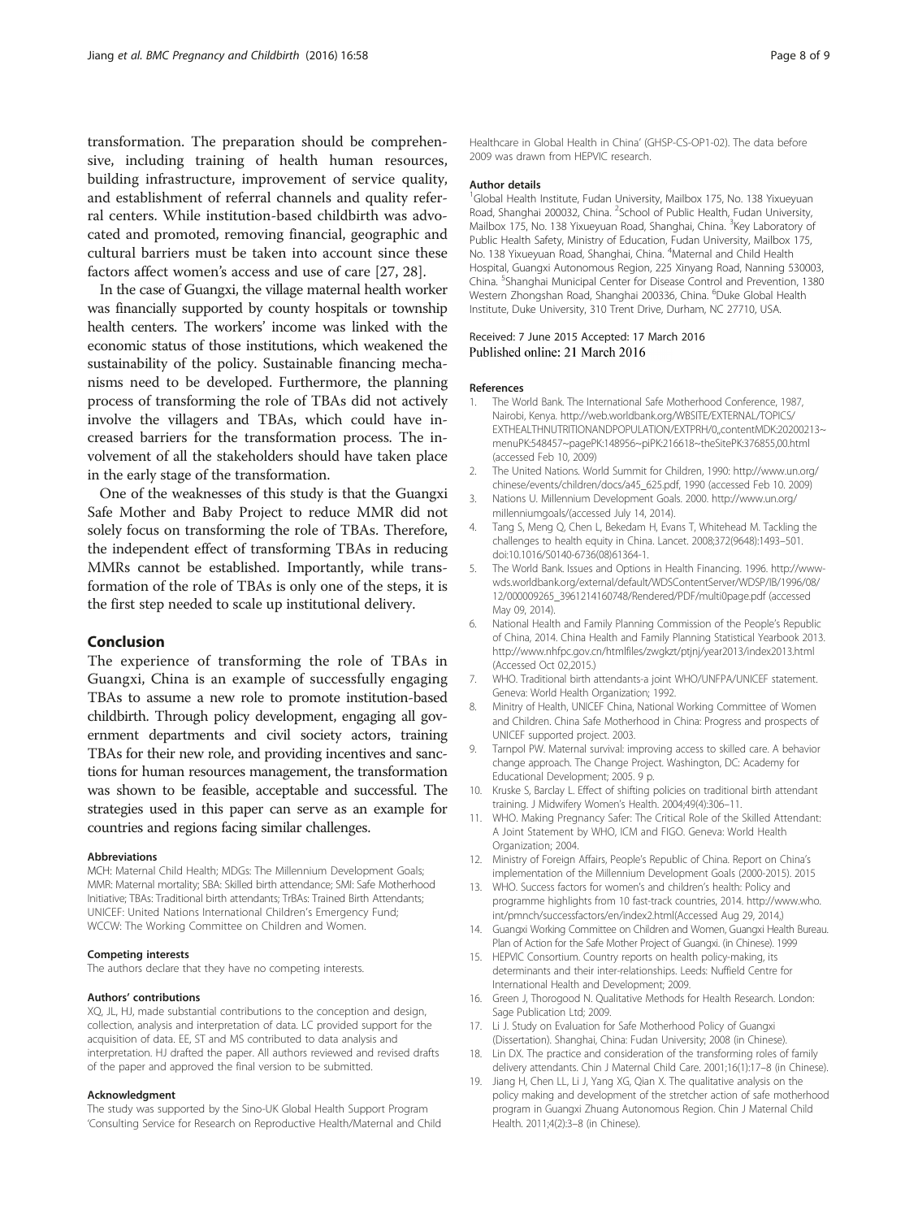transformation. The preparation should be comprehensive, including training of health human resources, building infrastructure, improvement of service quality, and establishment of referral channels and quality referral centers. While institution-based childbirth was advocated and promoted, removing financial, geographic and cultural barriers must be taken into account since these factors affect women's access and use of care [27, 28].

In the case of Guangxi, the village maternal health worker was financially supported by county hospitals or township health centers. The workers' income was linked with the economic status of those institutions, which weakened the sustainability of the policy. Sustainable financing mechanisms need to be developed. Furthermore, the planning process of transforming the role of TBAs did not actively involve the villagers and TBAs, which could have increased barriers for the transformation process. The involvement of all the stakeholders should have taken place in the early stage of the transformation.

One of the weaknesses of this study is that the Guangxi Safe Mother and Baby Project to reduce MMR did not solely focus on transforming the role of TBAs. Therefore, the independent effect of transforming TBAs in reducing MMRs cannot be established. Importantly, while transformation of the role of TBAs is only one of the steps, it is the first step needed to scale up institutional delivery.

## Conclusion

The experience of transforming the role of TBAs in Guangxi, China is an example of successfully engaging TBAs to assume a new role to promote institution-based childbirth. Through policy development, engaging all government departments and civil society actors, training TBAs for their new role, and providing incentives and sanctions for human resources management, the transformation was shown to be feasible, acceptable and successful. The strategies used in this paper can serve as an example for countries and regions facing similar challenges.

#### Abbreviations

MCH: Maternal Child Health; MDGs: The Millennium Development Goals; MMR: Maternal mortality; SBA: Skilled birth attendance; SMI: Safe Motherhood Initiative; TBAs: Traditional birth attendants; TrBAs: Trained Birth Attendants; UNICEF: United Nations International Children's Emergency Fund; WCCW: The Working Committee on Children and Women.

#### Competing interests

The authors declare that they have no competing interests.

#### Authors' contributions

XQ, JL, HJ, made substantial contributions to the conception and design, collection, analysis and interpretation of data. LC provided support for the acquisition of data. EE, ST and MS contributed to data analysis and interpretation. HJ drafted the paper. All authors reviewed and revised drafts of the paper and approved the final version to be submitted.

#### Acknowledgment

The study was supported by the Sino-UK Global Health Support Program 'Consulting Service for Research on Reproductive Health/Maternal and Child Healthcare in Global Health in China' (GHSP-CS-OP1-02). The data before 2009 was drawn from HEPVIC research.

#### Author details

[1]Global Health Institute, Fudan University, Mailbox 175, No. 138 Yixueyuan Road, Shanghai 200032, China. [2]School of Public Health, Fudan University, Mailbox 175, No. 138 Yixueyuan Road, Shanghai, China. [3]Key Laboratory of Public Health Safety, Ministry of Education, Fudan University, Mailbox 175, No. 138 Yixueyuan Road, Shanghai, China. [4]Maternal and Child Health Hospital, Guangxi Autonomous Region, 225 Xinyang Road, Nanning 530003, China. [5]Shanghai Municipal Center for Disease Control and Prevention, 1380 Western Zhongshan Road, Shanghai 200336, China. [6]Duke Global Health Institute, Duke University, 310 Trent Drive, Durham, NC 27710, USA.

Received: 7 June 2015 Accepted: 17 March 2016
Published online: 21 March 2016

#### References

1. The World Bank. The International Safe Motherhood Conference, 1987, Nairobi, Kenya. http://web.worldbank.org/WBSITE/EXTERNAL/TOPICS/EXTHEALTHNUTRITIONANDPOPULATION/EXTPRH/0,,contentMDK:20200213~menuPK:548457~pagePK:148956~piPK:216618~theSitePK:376855,00.html (accessed Feb 10, 2009)
2. The United Nations. World Summit for Children, 1990: http://www.un.org/chinese/events/children/docs/a45_625.pdf, 1990 (accessed Feb 10. 2009)
3. Nations U. Millennium Development Goals. 2000. http://www.un.org/millenniumgoals/(accessed July 14, 2014).
4. Tang S, Meng Q, Chen L, Bekedam H, Evans T, Whitehead M. Tackling the challenges to health equity in China. Lancet. 2008;372(9648):1493–501. doi:10.1016/S0140-6736(08)61364-1.
5. The World Bank. Issues and Options in Health Financing. 1996. http://www-wds.worldbank.org/external/default/WDSContentServer/WDSP/IB/1996/08/12/000009265_3961214160748/Rendered/PDF/multi0page.pdf (accessed May 09, 2014).
6. National Health and Family Planning Commission of the People's Republic of China, 2014. China Health and Family Planning Statistical Yearbook 2013. http://www.nhfpc.gov.cn/htmlfiles/zwgkzt/ptjnj/year2013/index2013.html (Accessed Oct 02,2015.)
7. WHO. Traditional birth attendants-a joint WHO/UNFPA/UNICEF statement. Geneva: World Health Organization; 1992.
8. Minitry of Health, UNICEF China, National Working Committee of Women and Children. China Safe Motherhood in China: Progress and prospects of UNICEF supported project. 2003.
9. Tarnpol PW. Maternal survival: improving access to skilled care. A behavior change approach. The Change Project. Washington, DC: Academy for Educational Development; 2005. 9 p.
10. Kruske S, Barclay L. Effect of shifting policies on traditional birth attendant training. J Midwifery Women's Health. 2004;49(4):306–11.
11. WHO. Making Pregnancy Safer: The Critical Role of the Skilled Attendant: A Joint Statement by WHO, ICM and FIGO. Geneva: World Health Organization; 2004.
12. Ministry of Foreign Affairs, People's Republic of China. Report on China's implementation of the Millennium Development Goals (2000-2015). 2015
13. WHO. Success factors for women's and children's health: Policy and programme highlights from 10 fast-track countries, 2014. http://www.who.int/pmnch/successfactors/en/index2.html(Accessed Aug 29, 2014,)
14. Guangxi Working Committee on Children and Women, Guangxi Health Bureau. Plan of Action for the Safe Mother Project of Guangxi. (in Chinese). 1999
15. HEPVIC Consortium. Country reports on health policy-making, its determinants and their inter-relationships. Leeds: Nuffield Centre for International Health and Development; 2009.
16. Green J, Thorogood N. Qualitative Methods for Health Research. London: Sage Publication Ltd; 2009.
17. Li J. Study on Evaluation for Safe Motherhood Policy of Guangxi (Dissertation). Shanghai, China: Fudan University; 2008 (in Chinese).
18. Lin DX. The practice and consideration of the transforming roles of family delivery attendants. Chin J Maternal Child Care. 2001;16(1):17–8 (in Chinese).
19. Jiang H, Chen LL, Li J, Yang XG, Qian X. The qualitative analysis on the policy making and development of the stretcher action of safe motherhood program in Guangxi Zhuang Autonomous Region. Chin J Maternal Child Health. 2011;4(2):3–8 (in Chinese).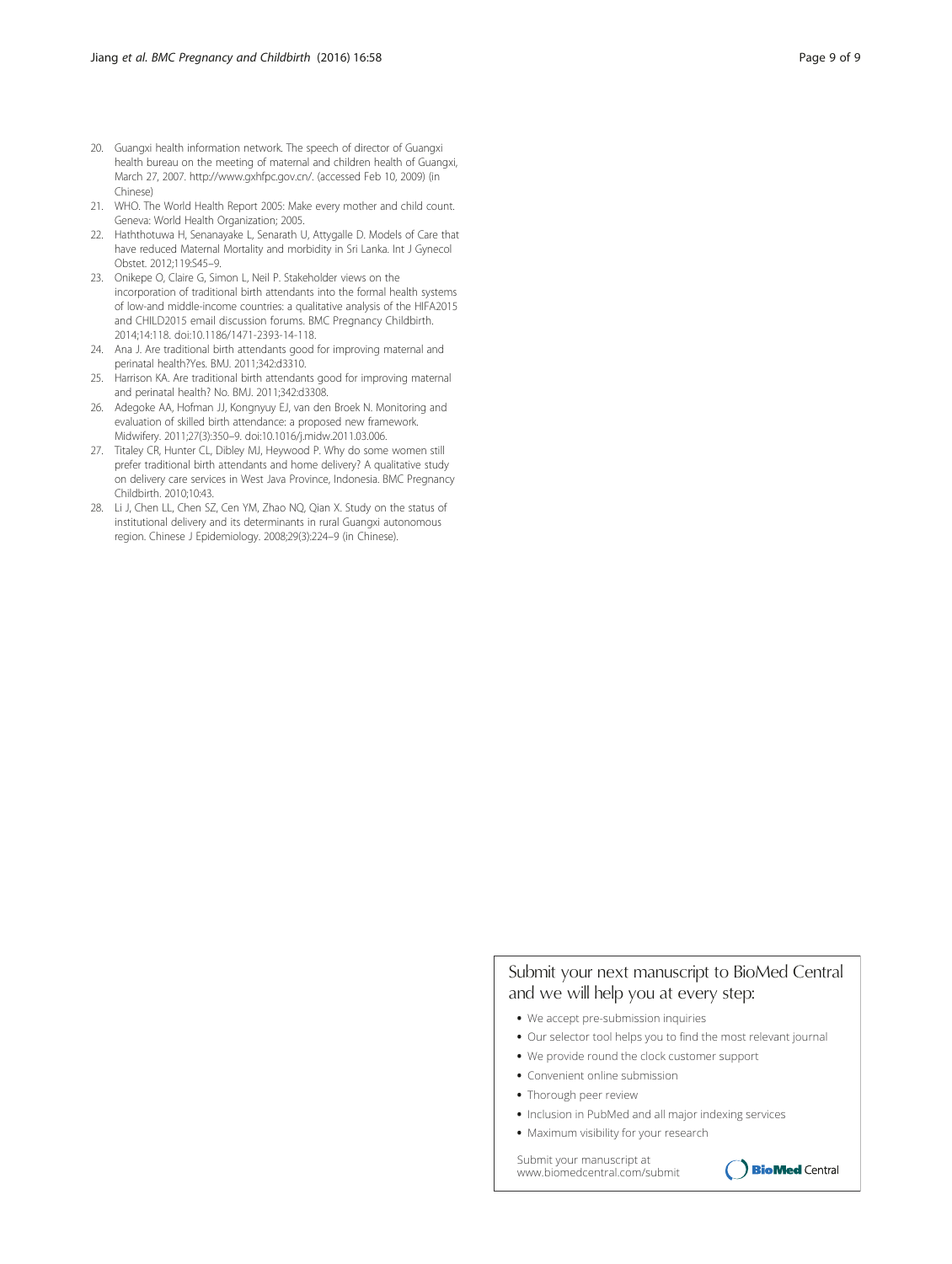20. Guangxi health information network. The speech of director of Guangxi health bureau on the meeting of maternal and children health of Guangxi, March 27, 2007. http://www.gxhfpc.gov.cn/. (accessed Feb 10, 2009) (in Chinese)
21. WHO. The World Health Report 2005: Make every mother and child count. Geneva: World Health Organization; 2005.
22. Haththotuwa H, Senanayake L, Senarath U, Attygalle D. Models of Care that have reduced Maternal Mortality and morbidity in Sri Lanka. Int J Gynecol Obstet. 2012;119:S45–9.
23. Onikepe O, Claire G, Simon L, Neil P. Stakeholder views on the incorporation of traditional birth attendants into the formal health systems of low-and middle-income countries: a qualitative analysis of the HIFA2015 and CHILD2015 email discussion forums. BMC Pregnancy Childbirth. 2014;14:118. doi:10.1186/1471-2393-14-118.
24. Ana J. Are traditional birth attendants good for improving maternal and perinatal health?Yes. BMJ. 2011;342:d3310.
25. Harrison KA. Are traditional birth attendants good for improving maternal and perinatal health? No. BMJ. 2011;342:d3308.
26. Adegoke AA, Hofman JJ, Kongnyuy EJ, van den Broek N. Monitoring and evaluation of skilled birth attendance: a proposed new framework. Midwifery. 2011;27(3):350–9. doi:10.1016/j.midw.2011.03.006.
27. Titaley CR, Hunter CL, Dibley MJ, Heywood P. Why do some women still prefer traditional birth attendants and home delivery? A qualitative study on delivery care services in West Java Province, Indonesia. BMC Pregnancy Childbirth. 2010;10:43.
28. Li J, Chen LL, Chen SZ, Cen YM, Zhao NQ, Qian X. Study on the status of institutional delivery and its determinants in rural Guangxi autonomous region. Chinese J Epidemiology. 2008;29(3):224–9 (in Chinese).

Submit your next manuscript to BioMed Central and we will help you at every step:

- We accept pre-submission inquiries
- Our selector tool helps you to find the most relevant journal
- We provide round the clock customer support
- Convenient online submission
- Thorough peer review
- Inclusion in PubMed and all major indexing services
- Maximum visibility for your research

Submit your manuscript at
www.biomedcentral.com/submit

BioMed Central